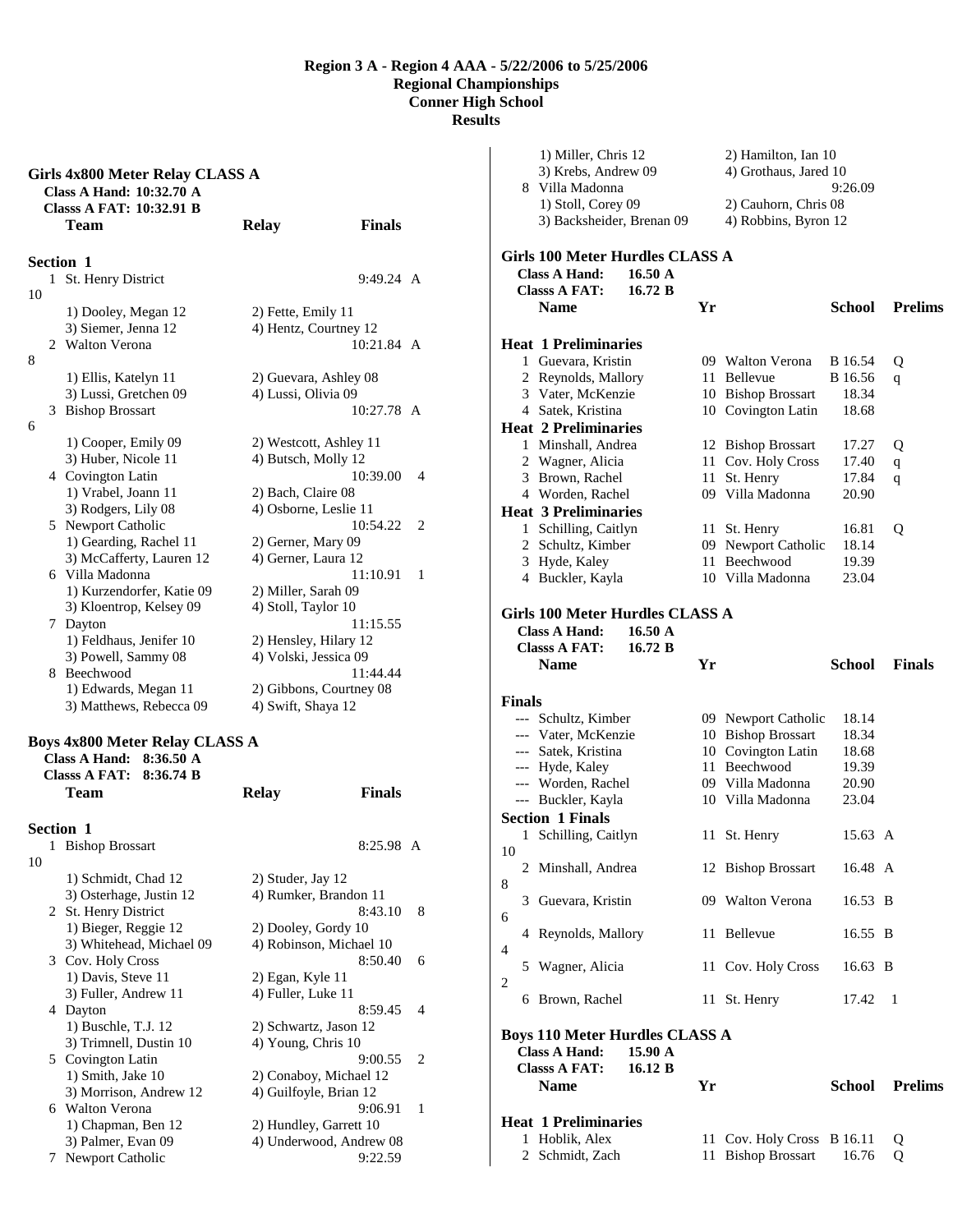**Region 3 A - Region 4 AAA - 5/22/2006 to 5/25/2006**
**Regional Championships**
**Conner High School**
**Results**

### Girls 4x800 Meter Relay CLASS A

Class A Hand: 10:32.70 A
Classs A FAT: 10:32.91 B

**Section 1**

| Place | Team | Relay | Finals | Points |
|---|---|---|---|---|
| 1 | St. Henry District | | 9:49.24 A | 10 |
| | 1) Dooley, Megan 12; 2) Fette, Emily 11; 3) Siemer, Jenna 12; 4) Hentz, Courtney 12 | | | |
| 2 | Walton Verona | | 10:21.84 A | 8 |
| | 1) Ellis, Katelyn 11; 2) Guevara, Ashley 08; 3) Lussi, Gretchen 09; 4) Lussi, Olivia 09 | | | |
| 3 | Bishop Brossart | | 10:27.78 A | 6 |
| | 1) Cooper, Emily 09; 2) Westcott, Ashley 11; 3) Huber, Nicole 11; 4) Butsch, Molly 12 | | | |
| 4 | Covington Latin | | 10:39.00 | 4 |
| | 1) Vrabel, Joann 11; 2) Bach, Claire 08; 3) Rodgers, Lily 08; 4) Osborne, Leslie 11 | | | |
| 5 | Newport Catholic | | 10:54.22 | 2 |
| | 1) Gearding, Rachel 11; 2) Gerner, Mary 09; 3) McCafferty, Lauren 12; 4) Gerner, Laura 12 | | | |
| 6 | Villa Madonna | | 11:10.91 | 1 |
| | 1) Kurzendorfer, Katie 09; 2) Miller, Sarah 09; 3) Kloentrop, Kelsey 09; 4) Stoll, Taylor 10 | | | |
| 7 | Dayton | | 11:15.55 | |
| | 1) Feldhaus, Jenifer 10; 2) Hensley, Hilary 12; 3) Powell, Sammy 08; 4) Volski, Jessica 09 | | | |
| 8 | Beechwood | | 11:44.44 | |
| | 1) Edwards, Megan 11; 2) Gibbons, Courtney 08; 3) Matthews, Rebecca 09; 4) Swift, Shaya 12 | | | |

### Boys 4x800 Meter Relay CLASS A

Class A Hand: 8:36.50 A
Classs A FAT: 8:36.74 B

**Section 1**

| Place | Team | Relay | Finals | Points |
|---|---|---|---|---|
| 1 | Bishop Brossart | | 8:25.98 A | 10 |
| | 1) Schmidt, Chad 12; 2) Studer, Jay 12; 3) Osterhage, Justin 12; 4) Rumker, Brandon 11 | | | |
| 2 | St. Henry District | | 8:43.10 | 8 |
| | 1) Bieger, Reggie 12; 2) Dooley, Gordy 10; 3) Whitehead, Michael 09; 4) Robinson, Michael 10 | | | |
| 3 | Cov. Holy Cross | | 8:50.40 | 6 |
| | 1) Davis, Steve 11; 2) Egan, Kyle 11; 3) Fuller, Andrew 11; 4) Fuller, Luke 11 | | | |
| 4 | Dayton | | 8:59.45 | 4 |
| | 1) Buschle, T.J. 12; 2) Schwartz, Jason 12; 3) Trimnell, Dustin 10; 4) Young, Chris 10 | | | |
| 5 | Covington Latin | | 9:00.55 | 2 |
| | 1) Smith, Jake 10; 2) Conaboy, Michael 12; 3) Morrison, Andrew 12; 4) Guilfoyle, Brian 12 | | | |
| 6 | Walton Verona | | 9:06.91 | 1 |
| | 1) Chapman, Ben 12; 2) Hundley, Garrett 10; 3) Palmer, Evan 09; 4) Underwood, Andrew 08 | | | |
| 7 | Newport Catholic | | 9:22.59 | |
| | 1) Miller, Chris 12; 2) Hamilton, Ian 10; 3) Krebs, Andrew 09; 4) Grothaus, Jared 10 | | | |
| 8 | Villa Madonna | | 9:26.09 | |
| | 1) Stoll, Corey 09; 2) Cauhorn, Chris 08; 3) Backsheider, Brenan 09; 4) Robbins, Byron 12 | | | |

### Girls 100 Meter Hurdles CLASS A

Class A Hand: 16.50 A
Classs A FAT: 16.72 B

| Place | Name | Yr | School | Prelims | |
|---|---|---|---|---|---|
| **Heat 1 Preliminaries** | | | | | |
| 1 | Guevara, Kristin | 09 | Walton Verona | B 16.54 | Q |
| 2 | Reynolds, Mallory | 11 | Bellevue | B 16.56 | q |
| 3 | Vater, McKenzie | 10 | Bishop Brossart | 18.34 | |
| 4 | Satek, Kristina | 10 | Covington Latin | 18.68 | |
| **Heat 2 Preliminaries** | | | | | |
| 1 | Minshall, Andrea | 12 | Bishop Brossart | 17.27 | Q |
| 2 | Wagner, Alicia | 11 | Cov. Holy Cross | 17.40 | q |
| 3 | Brown, Rachel | 11 | St. Henry | 17.84 | q |
| 4 | Worden, Rachel | 09 | Villa Madonna | 20.90 | |
| **Heat 3 Preliminaries** | | | | | |
| 1 | Schilling, Caitlyn | 11 | St. Henry | 16.81 | Q |
| 2 | Schultz, Kimber | 09 | Newport Catholic | 18.14 | |
| 3 | Hyde, Kaley | 11 | Beechwood | 19.39 | |
| 4 | Buckler, Kayla | 10 | Villa Madonna | 23.04 | |

### Girls 100 Meter Hurdles CLASS A

Class A Hand: 16.50 A
Classs A FAT: 16.72 B

| Place | Name | Yr | School | Finals | Points |
|---|---|---|---|---|---|
| **Finals** | | | | | |
| --- | Schultz, Kimber | 09 | Newport Catholic | 18.14 | |
| --- | Vater, McKenzie | 10 | Bishop Brossart | 18.34 | |
| --- | Satek, Kristina | 10 | Covington Latin | 18.68 | |
| --- | Hyde, Kaley | 11 | Beechwood | 19.39 | |
| --- | Worden, Rachel | 09 | Villa Madonna | 20.90 | |
| --- | Buckler, Kayla | 10 | Villa Madonna | 23.04 | |
| **Section 1 Finals** | | | | | |
| 1 | Schilling, Caitlyn | 11 | St. Henry | 15.63 A | 10 |
| 2 | Minshall, Andrea | 12 | Bishop Brossart | 16.48 A | 8 |
| 3 | Guevara, Kristin | 09 | Walton Verona | 16.53 B | 6 |
| 4 | Reynolds, Mallory | 11 | Bellevue | 16.55 B | 4 |
| 5 | Wagner, Alicia | 11 | Cov. Holy Cross | 16.63 B | 2 |
| 6 | Brown, Rachel | 11 | St. Henry | 17.42 | 1 |

### Boys 110 Meter Hurdles CLASS A

Class A Hand: 15.90 A
Classs A FAT: 16.12 B

| Place | Name | Yr | School | Prelims | |
|---|---|---|---|---|---|
| **Heat 1 Preliminaries** | | | | | |
| 1 | Hoblik, Alex | 11 | Cov. Holy Cross | B 16.11 | Q |
| 2 | Schmidt, Zach | 11 | Bishop Brossart | 16.76 | Q |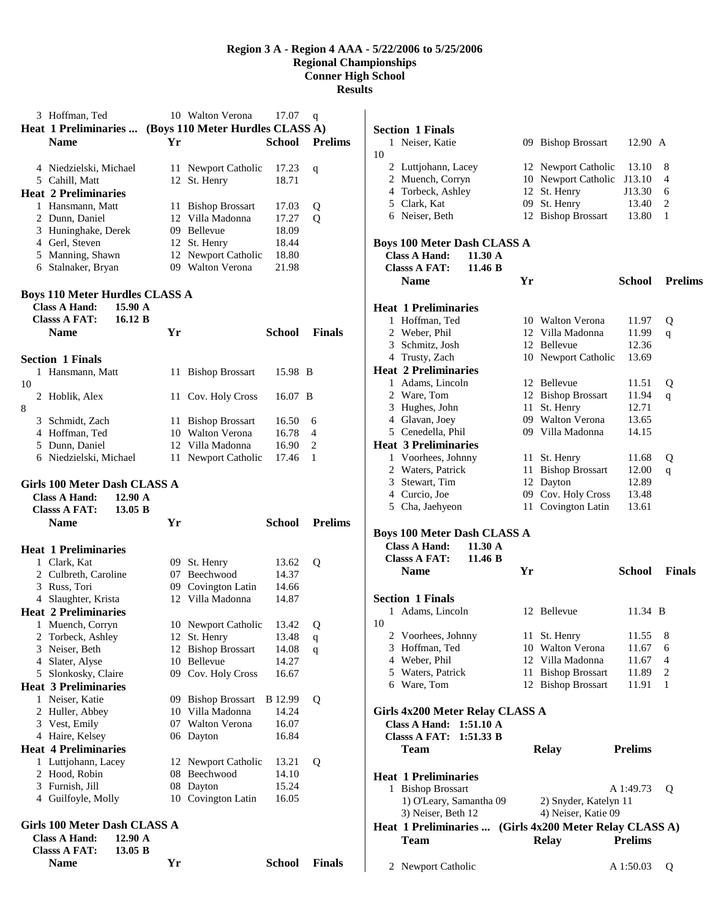# Region 3 A - Region 4 AAA - 5/22/2006 to 5/25/2006
## Regional Championships
## Conner High School
## Results

| | Name | Yr | School | Prelims | |
|---|---|---|---|---|---|
| 3 | Hoffman, Ted | 10 | Walton Verona | 17.07 | q |

**Heat 1 Preliminaries ... (Boys 110 Meter Hurdles CLASS A)**

| | Name | Yr | School | Prelims | |
|---|---|---|---|---|---|
| 4 | Niedzielski, Michael | 11 | Newport Catholic | 17.23 | q |
| 5 | Cahill, Matt | 12 | St. Henry | 18.71 | |
| **Heat 2 Preliminaries** | | | | | |
| 1 | Hansmann, Matt | 11 | Bishop Brossart | 17.03 | Q |
| 2 | Dunn, Daniel | 12 | Villa Madonna | 17.27 | Q |
| 3 | Huninghake, Derek | 09 | Bellevue | 18.09 | |
| 4 | Gerl, Steven | 12 | St. Henry | 18.44 | |
| 5 | Manning, Shawn | 12 | Newport Catholic | 18.80 | |
| 6 | Stalnaker, Bryan | 09 | Walton Verona | 21.98 | |

### Boys 110 Meter Hurdles CLASS A

**Class A Hand: 15.90 A**
**Classs A FAT: 16.12 B**

| | Name | Yr | School | Finals | Points |
|---|---|---|---|---|---|
| **Section 1 Finals** | | | | | |
| 1 | Hansmann, Matt | 11 | Bishop Brossart | 15.98 B | 10 |
| 2 | Hoblik, Alex | 11 | Cov. Holy Cross | 16.07 B | 8 |
| 3 | Schmidt, Zach | 11 | Bishop Brossart | 16.50 | 6 |
| 4 | Hoffman, Ted | 10 | Walton Verona | 16.78 | 4 |
| 5 | Dunn, Daniel | 12 | Villa Madonna | 16.90 | 2 |
| 6 | Niedzielski, Michael | 11 | Newport Catholic | 17.46 | 1 |

### Girls 100 Meter Dash CLASS A

**Class A Hand: 12.90 A**
**Classs A FAT: 13.05 B**

| | Name | Yr | School | Prelims | |
|---|---|---|---|---|---|
| **Heat 1 Preliminaries** | | | | | |
| 1 | Clark, Kat | 09 | St. Henry | 13.62 | Q |
| 2 | Culbreth, Caroline | 07 | Beechwood | 14.37 | |
| 3 | Russ, Tori | 09 | Covington Latin | 14.66 | |
| 4 | Slaughter, Krista | 12 | Villa Madonna | 14.87 | |
| **Heat 2 Preliminaries** | | | | | |
| 1 | Muench, Corryn | 10 | Newport Catholic | 13.42 | Q |
| 2 | Torbeck, Ashley | 12 | St. Henry | 13.48 | q |
| 3 | Neiser, Beth | 12 | Bishop Brossart | 14.08 | q |
| 4 | Slater, Alyse | 10 | Bellevue | 14.27 | |
| 5 | Slonkosky, Claire | 09 | Cov. Holy Cross | 16.67 | |
| **Heat 3 Preliminaries** | | | | | |
| 1 | Neiser, Katie | 09 | Bishop Brossart | B 12.99 | Q |
| 2 | Huller, Abbey | 10 | Villa Madonna | 14.24 | |
| 3 | Vest, Emily | 07 | Walton Verona | 16.07 | |
| 4 | Haire, Kelsey | 06 | Dayton | 16.84 | |
| **Heat 4 Preliminaries** | | | | | |
| 1 | Luttjohann, Lacey | 12 | Newport Catholic | 13.21 | Q |
| 2 | Hood, Robin | 08 | Beechwood | 14.10 | |
| 3 | Furnish, Jill | 08 | Dayton | 15.24 | |
| 4 | Guilfoyle, Molly | 10 | Covington Latin | 16.05 | |

### Girls 100 Meter Dash CLASS A

**Class A Hand: 12.90 A**
**Classs A FAT: 13.05 B**

| | Name | Yr | School | Finals | Points |
|---|---|---|---|---|---|
| **Section 1 Finals** | | | | | |
| 1 | Neiser, Katie | 09 | Bishop Brossart | 12.90 A | 10 |
| 2 | Luttjohann, Lacey | 12 | Newport Catholic | 13.10 | 8 |
| 2 | Muench, Corryn | 10 | Newport Catholic | J13.10 | 4 |
| 4 | Torbeck, Ashley | 12 | St. Henry | J13.30 | 6 |
| 5 | Clark, Kat | 09 | St. Henry | 13.40 | 2 |
| 6 | Neiser, Beth | 12 | Bishop Brossart | 13.80 | 1 |

### Boys 100 Meter Dash CLASS A

**Class A Hand: 11.30 A**
**Classs A FAT: 11.46 B**

| | Name | Yr | School | Prelims | |
|---|---|---|---|---|---|
| **Heat 1 Preliminaries** | | | | | |
| 1 | Hoffman, Ted | 10 | Walton Verona | 11.97 | Q |
| 2 | Weber, Phil | 12 | Villa Madonna | 11.99 | q |
| 3 | Schmitz, Josh | 12 | Bellevue | 12.36 | |
| 4 | Trusty, Zach | 10 | Newport Catholic | 13.69 | |
| **Heat 2 Preliminaries** | | | | | |
| 1 | Adams, Lincoln | 12 | Bellevue | 11.51 | Q |
| 2 | Ware, Tom | 12 | Bishop Brossart | 11.94 | q |
| 3 | Hughes, John | 11 | St. Henry | 12.71 | |
| 4 | Glavan, Joey | 09 | Walton Verona | 13.65 | |
| 5 | Cenedella, Phil | 09 | Villa Madonna | 14.15 | |
| **Heat 3 Preliminaries** | | | | | |
| 1 | Voorhees, Johnny | 11 | St. Henry | 11.68 | Q |
| 2 | Waters, Patrick | 11 | Bishop Brossart | 12.00 | q |
| 3 | Stewart, Tim | 12 | Dayton | 12.89 | |
| 4 | Curcio, Joe | 09 | Cov. Holy Cross | 13.48 | |
| 5 | Cha, Jaehyeon | 11 | Covington Latin | 13.61 | |

### Boys 100 Meter Dash CLASS A

**Class A Hand: 11.30 A**
**Classs A FAT: 11.46 B**

| | Name | Yr | School | Finals | Points |
|---|---|---|---|---|---|
| **Section 1 Finals** | | | | | |
| 1 | Adams, Lincoln | 12 | Bellevue | 11.34 B | 10 |
| 2 | Voorhees, Johnny | 11 | St. Henry | 11.55 | 8 |
| 3 | Hoffman, Ted | 10 | Walton Verona | 11.67 | 6 |
| 4 | Weber, Phil | 12 | Villa Madonna | 11.67 | 4 |
| 5 | Waters, Patrick | 11 | Bishop Brossart | 11.89 | 2 |
| 6 | Ware, Tom | 12 | Bishop Brossart | 11.91 | 1 |

### Girls 4x200 Meter Relay CLASS A

**Class A Hand: 1:51.10 A**
**Classs A FAT: 1:51.33 B**

| | Team | Relay | Prelims | |
|---|---|---|---|---|
| **Heat 1 Preliminaries** | | | | |
| 1 | Bishop Brossart | A | 1:49.73 | Q |

1) O'Leary, Samantha 09 2) Snyder, Katelyn 11
3) Neiser, Beth 12 4) Neiser, Katie 09

**Heat 1 Preliminaries ... (Girls 4x200 Meter Relay CLASS A)**

| | Team | Relay | Prelims | |
|---|---|---|---|---|
| 2 | Newport Catholic | A | 1:50.03 | Q |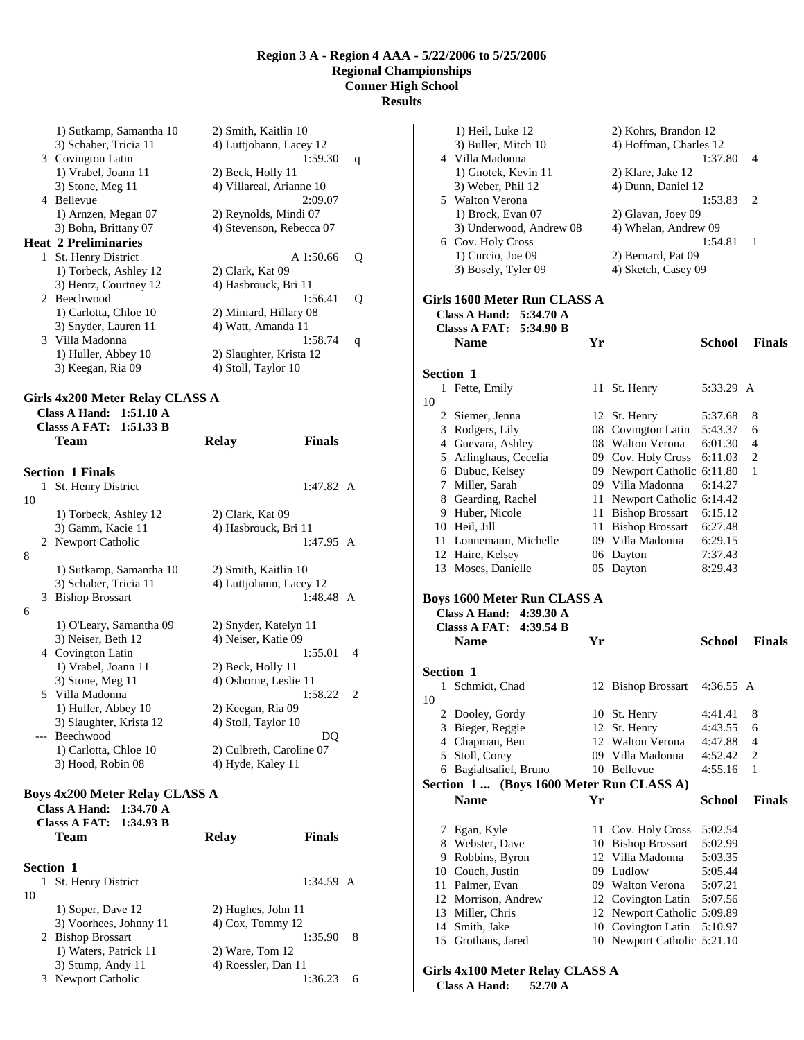# Region 3 A - Region 4 AAA - 5/22/2006 to 5/25/2006
## Regional Championships
## Conner High School
## Results

1) Sutkamp, Samantha 10 — 2) Smith, Kaitlin 10
3) Schaber, Tricia 11 — 4) Luttjohann, Lacey 12

3 Covington Latin — 1:59.30 q
1) Vrabel, Joann 11 — 2) Beck, Holly 11
3) Stone, Meg 11 — 4) Villareal, Arianne 10

4 Bellevue — 2:09.07
1) Arnzen, Megan 07 — 2) Reynolds, Mindi 07
3) Bohn, Brittany 07 — 4) Stevenson, Rebecca 07

### Heat 2 Preliminaries

1 St. Henry District — A 1:50.66 Q
1) Torbeck, Ashley 12 — 2) Clark, Kat 09
3) Hentz, Courtney 12 — 4) Hasbrouck, Bri 11

2 Beechwood — 1:56.41 Q
1) Carlotta, Chloe 10 — 2) Miniard, Hillary 08
3) Snyder, Lauren 11 — 4) Watt, Amanda 11

3 Villa Madonna — 1:58.74 q
1) Huller, Abbey 10 — 2) Slaughter, Krista 12
3) Keegan, Ria 09 — 4) Stoll, Taylor 10

## Girls 4x200 Meter Relay CLASS A

**Class A Hand: 1:51.10 A**
**Classs A FAT: 1:51.33 B**

| | Team | Relay | Finals | |
|---|---|---|---|---|

### Section 1 Finals

1 St. Henry District — 1:47.82 A 10
1) Torbeck, Ashley 12 — 2) Clark, Kat 09
3) Gamm, Kacie 11 — 4) Hasbrouck, Bri 11

2 Newport Catholic — 1:47.95 A 8
1) Sutkamp, Samantha 10 — 2) Smith, Kaitlin 10
3) Schaber, Tricia 11 — 4) Luttjohann, Lacey 12

3 Bishop Brossart — 1:48.48 A 6
1) O'Leary, Samantha 09 — 2) Snyder, Katelyn 11
3) Neiser, Beth 12 — 4) Neiser, Katie 09

4 Covington Latin — 1:55.01 4
1) Vrabel, Joann 11 — 2) Beck, Holly 11
3) Stone, Meg 11 — 4) Osborne, Leslie 11

5 Villa Madonna — 1:58.22 2
1) Huller, Abbey 10 — 2) Keegan, Ria 09
3) Slaughter, Krista 12 — 4) Stoll, Taylor 10

--- Beechwood — DQ
1) Carlotta, Chloe 10 — 2) Culbreth, Caroline 07
3) Hood, Robin 08 — 4) Hyde, Kaley 11

## Boys 4x200 Meter Relay CLASS A

**Class A Hand: 1:34.70 A**
**Classs A FAT: 1:34.93 B**

| | Team | Relay | Finals | |
|---|---|---|---|---|

### Section 1

1 St. Henry District — 1:34.59 A 10
1) Soper, Dave 12 — 2) Hughes, John 11
3) Voorhees, Johnny 11 — 4) Cox, Tommy 12

2 Bishop Brossart — 1:35.90 8
1) Waters, Patrick 11 — 2) Ware, Tom 12
3) Stump, Andy 11 — 4) Roessler, Dan 11

3 Newport Catholic — 1:36.23 6
1) Heil, Luke 12 — 2) Kohrs, Brandon 12
3) Buller, Mitch 10 — 4) Hoffman, Charles 12

4 Villa Madonna — 1:37.80 4
1) Gnotek, Kevin 11 — 2) Klare, Jake 12
3) Weber, Phil 12 — 4) Dunn, Daniel 12

5 Walton Verona — 1:53.83 2
1) Brock, Evan 07 — 2) Glavan, Joey 09
3) Underwood, Andrew 08 — 4) Whelan, Andrew 09

6 Cov. Holy Cross — 1:54.81 1
1) Curcio, Joe 09 — 2) Bernard, Pat 09
3) Bosely, Tyler 09 — 4) Sketch, Casey 09

## Girls 1600 Meter Run CLASS A

**Class A Hand: 5:34.70 A**
**Classs A FAT: 5:34.90 B**

### Section 1

| | Name | Yr | School | Finals | |
|---|---|---|---|---|---|
| 1 | Fette, Emily | 11 | St. Henry | 5:33.29 | A 10 |
| 2 | Siemer, Jenna | 12 | St. Henry | 5:37.68 | 8 |
| 3 | Rodgers, Lily | 08 | Covington Latin | 5:43.37 | 6 |
| 4 | Guevara, Ashley | 08 | Walton Verona | 6:01.30 | 4 |
| 5 | Arlinghaus, Cecelia | 09 | Cov. Holy Cross | 6:11.03 | 2 |
| 6 | Dubuc, Kelsey | 09 | Newport Catholic | 6:11.80 | 1 |
| 7 | Miller, Sarah | 09 | Villa Madonna | 6:14.27 | |
| 8 | Gearding, Rachel | 11 | Newport Catholic | 6:14.42 | |
| 9 | Huber, Nicole | 11 | Bishop Brossart | 6:15.12 | |
| 10 | Heil, Jill | 11 | Bishop Brossart | 6:27.48 | |
| 11 | Lonnemann, Michelle | 09 | Villa Madonna | 6:29.15 | |
| 12 | Haire, Kelsey | 06 | Dayton | 7:37.43 | |
| 13 | Moses, Danielle | 05 | Dayton | 8:29.43 | |

## Boys 1600 Meter Run CLASS A

**Class A Hand: 4:39.30 A**
**Classs A FAT: 4:39.54 B**

### Section 1

| | Name | Yr | School | Finals | |
|---|---|---|---|---|---|
| 1 | Schmidt, Chad | 12 | Bishop Brossart | 4:36.55 | A 10 |
| 2 | Dooley, Gordy | 10 | St. Henry | 4:41.41 | 8 |
| 3 | Bieger, Reggie | 12 | St. Henry | 4:43.55 | 6 |
| 4 | Chapman, Ben | 12 | Walton Verona | 4:47.88 | 4 |
| 5 | Stoll, Corey | 09 | Villa Madonna | 4:52.42 | 2 |
| 6 | Bagialtsalief, Bruno | 10 | Bellevue | 4:55.16 | 1 |
| 7 | Egan, Kyle | 11 | Cov. Holy Cross | 5:02.54 | |
| 8 | Webster, Dave | 10 | Bishop Brossart | 5:02.99 | |
| 9 | Robbins, Byron | 12 | Villa Madonna | 5:03.35 | |
| 10 | Couch, Justin | 09 | Ludlow | 5:05.44 | |
| 11 | Palmer, Evan | 09 | Walton Verona | 5:07.21 | |
| 12 | Morrison, Andrew | 12 | Covington Latin | 5:07.56 | |
| 13 | Miller, Chris | 12 | Newport Catholic | 5:09.89 | |
| 14 | Smith, Jake | 10 | Covington Latin | 5:10.97 | |
| 15 | Grothaus, Jared | 10 | Newport Catholic | 5:21.10 | |

## Girls 4x100 Meter Relay CLASS A

**Class A Hand: 52.70 A**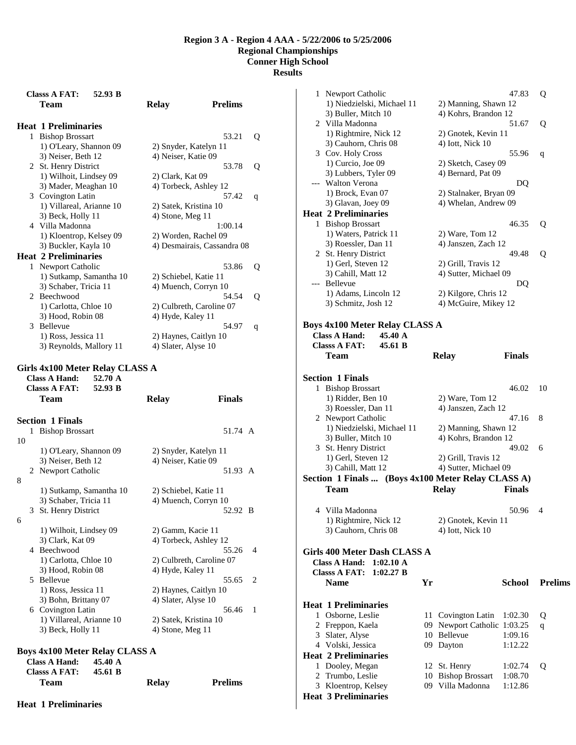# Region 3 A - Region 4 AAA - 5/22/2006 to 5/25/2006
## Regional Championships
## Conner High School
## Results

**Classs A FAT: 52.93 B**

| | Team | Relay | Prelims | |
|---|---|---|---|---|

**Heat 1 Preliminaries**

| | Team | | Prelims | |
|---|---|---|---|---|
| 1 | Bishop Brossart | | 53.21 | Q |
| | 1) O'Leary, Shannon 09 | 2) Snyder, Katelyn 11 | | |
| | 3) Neiser, Beth 12 | 4) Neiser, Katie 09 | | |
| 2 | St. Henry District | | 53.78 | Q |
| | 1) Wilhoit, Lindsey 09 | 2) Clark, Kat 09 | | |
| | 3) Mader, Meaghan 10 | 4) Torbeck, Ashley 12 | | |
| 3 | Covington Latin | | 57.42 | q |
| | 1) Villareal, Arianne 10 | 2) Satek, Kristina 10 | | |
| | 3) Beck, Holly 11 | 4) Stone, Meg 11 | | |
| 4 | Villa Madonna | | 1:00.14 | |
| | 1) Kloentrop, Kelsey 09 | 2) Worden, Rachel 09 | | |
| | 3) Buckler, Kayla 10 | 4) Desmairais, Cassandra 08 | | |

**Heat 2 Preliminaries**

| | Team | | Prelims | |
|---|---|---|---|---|
| 1 | Newport Catholic | | 53.86 | Q |
| | 1) Sutkamp, Samantha 10 | 2) Schiebel, Katie 11 | | |
| | 3) Schaber, Tricia 11 | 4) Muench, Corryn 10 | | |
| 2 | Beechwood | | 54.54 | Q |
| | 1) Carlotta, Chloe 10 | 2) Culbreth, Caroline 07 | | |
| | 3) Hood, Robin 08 | 4) Hyde, Kaley 11 | | |
| 3 | Bellevue | | 54.97 | q |
| | 1) Ross, Jessica 11 | 2) Haynes, Caitlyn 10 | | |
| | 3) Reynolds, Mallory 11 | 4) Slater, Alyse 10 | | |

### Girls 4x100 Meter Relay CLASS A

**Class A Hand: 52.70 A**
**Classs A FAT: 52.93 B**

**Section 1 Finals**

| | Team | Relay | Finals | |
|---|---|---|---|---|
| 1 | Bishop Brossart | | 51.74 A | 10 |
| | 1) O'Leary, Shannon 09 | 2) Snyder, Katelyn 11 | | |
| | 3) Neiser, Beth 12 | 4) Neiser, Katie 09 | | |
| 2 | Newport Catholic | | 51.93 A | 8 |
| | 1) Sutkamp, Samantha 10 | 2) Schiebel, Katie 11 | | |
| | 3) Schaber, Tricia 11 | 4) Muench, Corryn 10 | | |
| 3 | St. Henry District | | 52.92 B | 6 |
| | 1) Wilhoit, Lindsey 09 | 2) Gamm, Kacie 11 | | |
| | 3) Clark, Kat 09 | 4) Torbeck, Ashley 12 | | |
| 4 | Beechwood | | 55.26 | 4 |
| | 1) Carlotta, Chloe 10 | 2) Culbreth, Caroline 07 | | |
| | 3) Hood, Robin 08 | 4) Hyde, Kaley 11 | | |
| 5 | Bellevue | | 55.65 | 2 |
| | 1) Ross, Jessica 11 | 2) Haynes, Caitlyn 10 | | |
| | 3) Bohn, Brittany 07 | 4) Slater, Alyse 10 | | |
| 6 | Covington Latin | | 56.46 | 1 |
| | 1) Villareal, Arianne 10 | 2) Satek, Kristina 10 | | |
| | 3) Beck, Holly 11 | 4) Stone, Meg 11 | | |

### Boys 4x100 Meter Relay CLASS A

**Class A Hand: 45.40 A**
**Classs A FAT: 45.61 B**

**Heat 1 Preliminaries**

| | Team | Relay | Prelims | |
|---|---|---|---|---|
| 1 | Newport Catholic | | 47.83 | Q |
| | 1) Niedzielski, Michael 11 | 2) Manning, Shawn 12 | | |
| | 3) Buller, Mitch 10 | 4) Kohrs, Brandon 12 | | |
| 2 | Villa Madonna | | 51.67 | Q |
| | 1) Rightmire, Nick 12 | 2) Gnotek, Kevin 11 | | |
| | 3) Cauhorn, Chris 08 | 4) Iott, Nick 10 | | |
| 3 | Cov. Holy Cross | | 55.96 | q |
| | 1) Curcio, Joe 09 | 2) Sketch, Casey 09 | | |
| | 3) Lubbers, Tyler 09 | 4) Bernard, Pat 09 | | |
| --- | Walton Verona | | DQ | |
| | 1) Brock, Evan 07 | 2) Stalnaker, Bryan 09 | | |
| | 3) Glavan, Joey 09 | 4) Whelan, Andrew 09 | | |

**Heat 2 Preliminaries**

| | Team | | Prelims | |
|---|---|---|---|---|
| 1 | Bishop Brossart | | 46.35 | Q |
| | 1) Waters, Patrick 11 | 2) Ware, Tom 12 | | |
| | 3) Roessler, Dan 11 | 4) Janszen, Zach 12 | | |
| 2 | St. Henry District | | 49.48 | Q |
| | 1) Gerl, Steven 12 | 2) Grill, Travis 12 | | |
| | 3) Cahill, Matt 12 | 4) Sutter, Michael 09 | | |
| --- | Bellevue | | DQ | |
| | 1) Adams, Lincoln 12 | 2) Kilgore, Chris 12 | | |
| | 3) Schmitz, Josh 12 | 4) McGuire, Mikey 12 | | |

### Boys 4x100 Meter Relay CLASS A

**Class A Hand: 45.40 A**
**Classs A FAT: 45.61 B**

**Section 1 Finals**

| | Team | Relay | Finals | |
|---|---|---|---|---|
| 1 | Bishop Brossart | | 46.02 | 10 |
| | 1) Ridder, Ben 10 | 2) Ware, Tom 12 | | |
| | 3) Roessler, Dan 11 | 4) Janszen, Zach 12 | | |
| 2 | Newport Catholic | | 47.16 | 8 |
| | 1) Niedzielski, Michael 11 | 2) Manning, Shawn 12 | | |
| | 3) Buller, Mitch 10 | 4) Kohrs, Brandon 12 | | |
| 3 | St. Henry District | | 49.02 | 6 |
| | 1) Gerl, Steven 12 | 2) Grill, Travis 12 | | |
| | 3) Cahill, Matt 12 | 4) Sutter, Michael 09 | | |

**Section 1 Finals ... (Boys 4x100 Meter Relay CLASS A)**

| | Team | Relay | Finals | |
|---|---|---|---|---|
| 4 | Villa Madonna | | 50.96 | 4 |
| | 1) Rightmire, Nick 12 | 2) Gnotek, Kevin 11 | | |
| | 3) Cauhorn, Chris 08 | 4) Iott, Nick 10 | | |

### Girls 400 Meter Dash CLASS A

**Class A Hand: 1:02.10 A**
**Classs A FAT: 1:02.27 B**

**Heat 1 Preliminaries**

| | Name | Yr | School | Prelims | |
|---|---|---|---|---|---|
| 1 | Osborne, Leslie | 11 | Covington Latin | 1:02.30 | Q |
| 2 | Freppon, Kaela | 09 | Newport Catholic | 1:03.25 | q |
| 3 | Slater, Alyse | 10 | Bellevue | 1:09.16 | |
| 4 | Volski, Jessica | 09 | Dayton | 1:12.22 | |

**Heat 2 Preliminaries**

| | Name | Yr | School | Prelims | |
|---|---|---|---|---|---|
| 1 | Dooley, Megan | 12 | St. Henry | 1:02.74 | Q |
| 2 | Trumbo, Leslie | 10 | Bishop Brossart | 1:08.70 | |
| 3 | Kloentrop, Kelsey | 09 | Villa Madonna | 1:12.86 | |

**Heat 3 Preliminaries**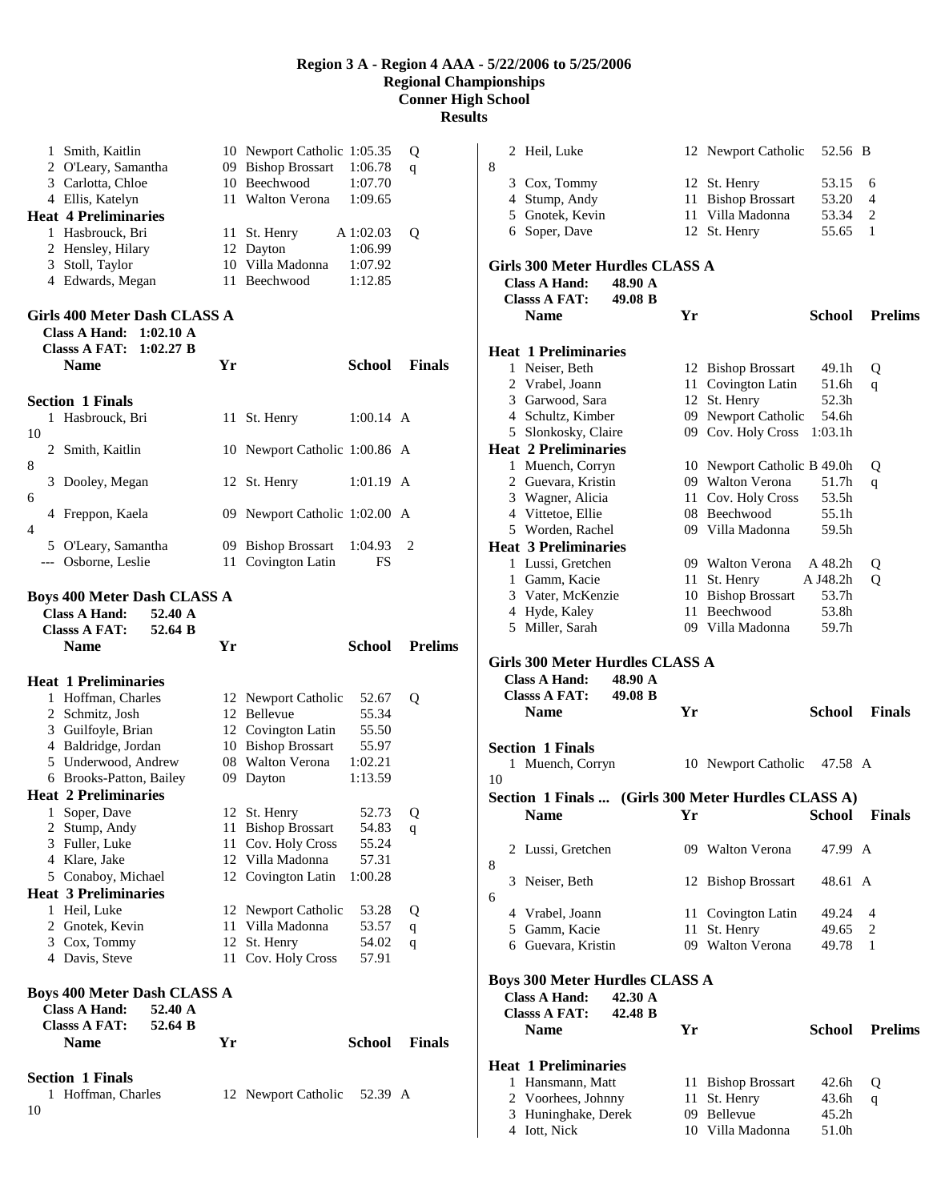# Region 3 A - Region 4 AAA - 5/22/2006 to 5/25/2006
## Regional Championships
## Conner High School
## Results

| | Name | Yr | School | Prelims | |
|---|---|---|---|---|---|
| 1 | Smith, Kaitlin | 10 | Newport Catholic | 1:05.35 | Q |
| 2 | O'Leary, Samantha | 09 | Bishop Brossart | 1:06.78 | q |
| 3 | Carlotta, Chloe | 10 | Beechwood | 1:07.70 | |
| 4 | Ellis, Katelyn | 11 | Walton Verona | 1:09.65 | |

**Heat 4 Preliminaries**

| | Name | Yr | School | Prelims | |
|---|---|---|---|---|---|
| 1 | Hasbrouck, Bri | 11 | St. Henry | A 1:02.03 | Q |
| 2 | Hensley, Hilary | 12 | Dayton | 1:06.99 | |
| 3 | Stoll, Taylor | 10 | Villa Madonna | 1:07.92 | |
| 4 | Edwards, Megan | 11 | Beechwood | 1:12.85 | |

### Girls 400 Meter Dash CLASS A

Class A Hand: 1:02.10 A
Classs A FAT: 1:02.27 B

**Section 1 Finals**

| | Name | Yr | School | Finals | Points |
|---|---|---|---|---|---|
| 1 | Hasbrouck, Bri | 11 | St. Henry | 1:00.14 A | 10 |
| 2 | Smith, Kaitlin | 10 | Newport Catholic | 1:00.86 A | 8 |
| 3 | Dooley, Megan | 12 | St. Henry | 1:01.19 A | 6 |
| 4 | Freppon, Kaela | 09 | Newport Catholic | 1:02.00 A | 4 |
| 5 | O'Leary, Samantha | 09 | Bishop Brossart | 1:04.93 | 2 |
| --- | Osborne, Leslie | 11 | Covington Latin | FS | |

### Boys 400 Meter Dash CLASS A

Class A Hand: 52.40 A
Classs A FAT: 52.64 B

**Heat 1 Preliminaries**

| | Name | Yr | School | Prelims | |
|---|---|---|---|---|---|
| 1 | Hoffman, Charles | 12 | Newport Catholic | 52.67 | Q |
| 2 | Schmitz, Josh | 12 | Bellevue | 55.34 | |
| 3 | Guilfoyle, Brian | 12 | Covington Latin | 55.50 | |
| 4 | Baldridge, Jordan | 10 | Bishop Brossart | 55.97 | |
| 5 | Underwood, Andrew | 08 | Walton Verona | 1:02.21 | |
| 6 | Brooks-Patton, Bailey | 09 | Dayton | 1:13.59 | |

**Heat 2 Preliminaries**

| | Name | Yr | School | Prelims | |
|---|---|---|---|---|---|
| 1 | Soper, Dave | 12 | St. Henry | 52.73 | Q |
| 2 | Stump, Andy | 11 | Bishop Brossart | 54.83 | q |
| 3 | Fuller, Luke | 11 | Cov. Holy Cross | 55.24 | |
| 4 | Klare, Jake | 12 | Villa Madonna | 57.31 | |
| 5 | Conaboy, Michael | 12 | Covington Latin | 1:00.28 | |

**Heat 3 Preliminaries**

| | Name | Yr | School | Prelims | |
|---|---|---|---|---|---|
| 1 | Heil, Luke | 12 | Newport Catholic | 53.28 | Q |
| 2 | Gnotek, Kevin | 11 | Villa Madonna | 53.57 | q |
| 3 | Cox, Tommy | 12 | St. Henry | 54.02 | q |
| 4 | Davis, Steve | 11 | Cov. Holy Cross | 57.91 | |

### Boys 400 Meter Dash CLASS A

Class A Hand: 52.40 A
Classs A FAT: 52.64 B

**Section 1 Finals**

| | Name | Yr | School | Finals | Points |
|---|---|---|---|---|---|
| 1 | Hoffman, Charles | 12 | Newport Catholic | 52.39 A | 10 |
| 2 | Heil, Luke | 12 | Newport Catholic | 52.56 B | 8 |
| 3 | Cox, Tommy | 12 | St. Henry | 53.15 | 6 |
| 4 | Stump, Andy | 11 | Bishop Brossart | 53.20 | 4 |
| 5 | Gnotek, Kevin | 11 | Villa Madonna | 53.34 | 2 |
| 6 | Soper, Dave | 12 | St. Henry | 55.65 | 1 |

### Girls 300 Meter Hurdles CLASS A

Class A Hand: 48.90 A
Classs A FAT: 49.08 B

**Heat 1 Preliminaries**

| | Name | Yr | School | Prelims | |
|---|---|---|---|---|---|
| 1 | Neiser, Beth | 12 | Bishop Brossart | 49.1h | Q |
| 2 | Vrabel, Joann | 11 | Covington Latin | 51.6h | q |
| 3 | Garwood, Sara | 12 | St. Henry | 52.3h | |
| 4 | Schultz, Kimber | 09 | Newport Catholic | 54.6h | |
| 5 | Slonkosky, Claire | 09 | Cov. Holy Cross | 1:03.1h | |

**Heat 2 Preliminaries**

| | Name | Yr | School | Prelims | |
|---|---|---|---|---|---|
| 1 | Muench, Corryn | 10 | Newport Catholic | B 49.0h | Q |
| 2 | Guevara, Kristin | 09 | Walton Verona | 51.7h | q |
| 3 | Wagner, Alicia | 11 | Cov. Holy Cross | 53.5h | |
| 4 | Vittetoe, Ellie | 08 | Beechwood | 55.1h | |
| 5 | Worden, Rachel | 09 | Villa Madonna | 59.5h | |

**Heat 3 Preliminaries**

| | Name | Yr | School | Prelims | |
|---|---|---|---|---|---|
| 1 | Lussi, Gretchen | 09 | Walton Verona | A 48.2h | Q |
| 1 | Gamm, Kacie | 11 | St. Henry | A J48.2h | Q |
| 3 | Vater, McKenzie | 10 | Bishop Brossart | 53.7h | |
| 4 | Hyde, Kaley | 11 | Beechwood | 53.8h | |
| 5 | Miller, Sarah | 09 | Villa Madonna | 59.7h | |

### Girls 300 Meter Hurdles CLASS A

Class A Hand: 48.90 A
Classs A FAT: 49.08 B

**Section 1 Finals**

| | Name | Yr | School | Finals | Points |
|---|---|---|---|---|---|
| 1 | Muench, Corryn | 10 | Newport Catholic | 47.58 A | 10 |
| 2 | Lussi, Gretchen | 09 | Walton Verona | 47.99 A | 8 |
| 3 | Neiser, Beth | 12 | Bishop Brossart | 48.61 A | 6 |
| 4 | Vrabel, Joann | 11 | Covington Latin | 49.24 | 4 |
| 5 | Gamm, Kacie | 11 | St. Henry | 49.65 | 2 |
| 6 | Guevara, Kristin | 09 | Walton Verona | 49.78 | 1 |

### Boys 300 Meter Hurdles CLASS A

Class A Hand: 42.30 A
Classs A FAT: 42.48 B

**Heat 1 Preliminaries**

| | Name | Yr | School | Prelims | |
|---|---|---|---|---|---|
| 1 | Hansmann, Matt | 11 | Bishop Brossart | 42.6h | Q |
| 2 | Voorhees, Johnny | 11 | St. Henry | 43.6h | q |
| 3 | Huninghake, Derek | 09 | Bellevue | 45.2h | |
| 4 | Iott, Nick | 10 | Villa Madonna | 51.0h | |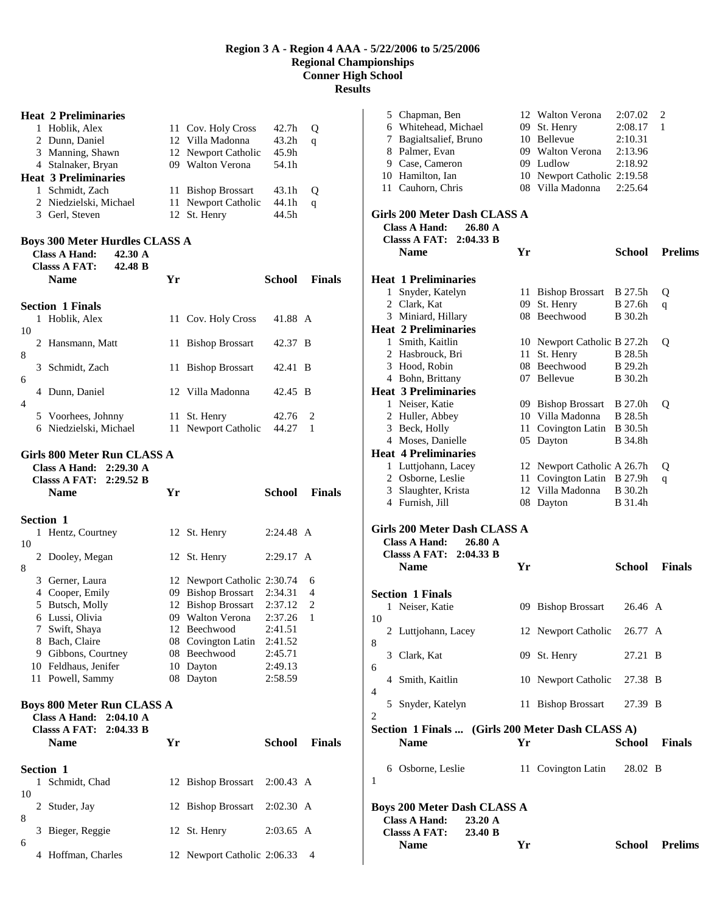# Region 3 A - Region 4 AAA - 5/22/2006 to 5/25/2006
## Regional Championships
## Conner High School
## Results

**Heat 2 Preliminaries**

| Place | Name | Yr | School | Prelims | |
|---|---|---|---|---|---|
| 1 | Hoblik, Alex | 11 | Cov. Holy Cross | 42.7h | Q |
| 2 | Dunn, Daniel | 12 | Villa Madonna | 43.2h | q |
| 3 | Manning, Shawn | 12 | Newport Catholic | 45.9h | |
| 4 | Stalnaker, Bryan | 09 | Walton Verona | 54.1h | |

**Heat 3 Preliminaries**

| Place | Name | Yr | School | Prelims | |
|---|---|---|---|---|---|
| 1 | Schmidt, Zach | 11 | Bishop Brossart | 43.1h | Q |
| 2 | Niedzielski, Michael | 11 | Newport Catholic | 44.1h | q |
| 3 | Gerl, Steven | 12 | St. Henry | 44.5h | |

### Boys 300 Meter Hurdles CLASS A

Class A Hand: 42.30 A
Classs A FAT: 42.48 B

**Section 1 Finals**

| Place | Name | Yr | School | Finals | Points |
|---|---|---|---|---|---|
| 1 | Hoblik, Alex | 11 | Cov. Holy Cross | 41.88 A | 10 |
| 2 | Hansmann, Matt | 11 | Bishop Brossart | 42.37 B | 8 |
| 3 | Schmidt, Zach | 11 | Bishop Brossart | 42.41 B | 6 |
| 4 | Dunn, Daniel | 12 | Villa Madonna | 42.45 B | 4 |
| 5 | Voorhees, Johnny | 11 | St. Henry | 42.76 | 2 |
| 6 | Niedzielski, Michael | 11 | Newport Catholic | 44.27 | 1 |

### Girls 800 Meter Run CLASS A

Class A Hand: 2:29.30 A
Classs A FAT: 2:29.52 B

**Section 1**

| Place | Name | Yr | School | Finals | Points |
|---|---|---|---|---|---|
| 1 | Hentz, Courtney | 12 | St. Henry | 2:24.48 A | 10 |
| 2 | Dooley, Megan | 12 | St. Henry | 2:29.17 A | 8 |
| 3 | Gerner, Laura | 12 | Newport Catholic | 2:30.74 | 6 |
| 4 | Cooper, Emily | 09 | Bishop Brossart | 2:34.31 | 4 |
| 5 | Butsch, Molly | 12 | Bishop Brossart | 2:37.12 | 2 |
| 6 | Lussi, Olivia | 09 | Walton Verona | 2:37.26 | 1 |
| 7 | Swift, Shaya | 12 | Beechwood | 2:41.51 | |
| 8 | Bach, Claire | 08 | Covington Latin | 2:41.52 | |
| 9 | Gibbons, Courtney | 08 | Beechwood | 2:45.71 | |
| 10 | Feldhaus, Jenifer | 10 | Dayton | 2:49.13 | |
| 11 | Powell, Sammy | 08 | Dayton | 2:58.59 | |

### Boys 800 Meter Run CLASS A

Class A Hand: 2:04.10 A
Classs A FAT: 2:04.33 B

**Section 1**

| Place | Name | Yr | School | Finals | Points |
|---|---|---|---|---|---|
| 1 | Schmidt, Chad | 12 | Bishop Brossart | 2:00.43 A | 10 |
| 2 | Studer, Jay | 12 | Bishop Brossart | 2:02.30 A | 8 |
| 3 | Bieger, Reggie | 12 | St. Henry | 2:03.65 A | 6 |
| 4 | Hoffman, Charles | 12 | Newport Catholic | 2:06.33 | 4 |
| 5 | Chapman, Ben | 12 | Walton Verona | 2:07.02 | 2 |
| 6 | Whitehead, Michael | 09 | St. Henry | 2:08.17 | 1 |
| 7 | Bagialtsalief, Bruno | 10 | Bellevue | 2:10.31 | |
| 8 | Palmer, Evan | 09 | Walton Verona | 2:13.96 | |
| 9 | Case, Cameron | 09 | Ludlow | 2:18.92 | |
| 10 | Hamilton, Ian | 10 | Newport Catholic | 2:19.58 | |
| 11 | Cauhorn, Chris | 08 | Villa Madonna | 2:25.64 | |

### Girls 200 Meter Dash CLASS A

Class A Hand: 26.80 A
Classs A FAT: 2:04.33 B

**Heat 1 Preliminaries**

| Place | Name | Yr | School | Prelims | |
|---|---|---|---|---|---|
| 1 | Snyder, Katelyn | 11 | Bishop Brossart | B 27.5h | Q |
| 2 | Clark, Kat | 09 | St. Henry | B 27.6h | q |
| 3 | Miniard, Hillary | 08 | Beechwood | B 30.2h | |

**Heat 2 Preliminaries**

| Place | Name | Yr | School | Prelims | |
|---|---|---|---|---|---|
| 1 | Smith, Kaitlin | 10 | Newport Catholic | B 27.2h | Q |
| 2 | Hasbrouck, Bri | 11 | St. Henry | B 28.5h | |
| 3 | Hood, Robin | 08 | Beechwood | B 29.2h | |
| 4 | Bohn, Brittany | 07 | Bellevue | B 30.2h | |

**Heat 3 Preliminaries**

| Place | Name | Yr | School | Prelims | |
|---|---|---|---|---|---|
| 1 | Neiser, Katie | 09 | Bishop Brossart | B 27.0h | Q |
| 2 | Huller, Abbey | 10 | Villa Madonna | B 28.5h | |
| 3 | Beck, Holly | 11 | Covington Latin | B 30.5h | |
| 4 | Moses, Danielle | 05 | Dayton | B 34.8h | |

**Heat 4 Preliminaries**

| Place | Name | Yr | School | Prelims | |
|---|---|---|---|---|---|
| 1 | Luttjohann, Lacey | 12 | Newport Catholic | A 26.7h | Q |
| 2 | Osborne, Leslie | 11 | Covington Latin | B 27.9h | q |
| 3 | Slaughter, Krista | 12 | Villa Madonna | B 30.2h | |
| 4 | Furnish, Jill | 08 | Dayton | B 31.4h | |

### Girls 200 Meter Dash CLASS A

Class A Hand: 26.80 A
Classs A FAT: 2:04.33 B

**Section 1 Finals**

| Place | Name | Yr | School | Finals | Points |
|---|---|---|---|---|---|
| 1 | Neiser, Katie | 09 | Bishop Brossart | 26.46 A | 10 |
| 2 | Luttjohann, Lacey | 12 | Newport Catholic | 26.77 A | 8 |
| 3 | Clark, Kat | 09 | St. Henry | 27.21 B | 6 |
| 4 | Smith, Kaitlin | 10 | Newport Catholic | 27.38 B | 4 |
| 5 | Snyder, Katelyn | 11 | Bishop Brossart | 27.39 B | 2 |
| 6 | Osborne, Leslie | 11 | Covington Latin | 28.02 B | 1 |

### Boys 200 Meter Dash CLASS A

Class A Hand: 23.20 A
Classs A FAT: 23.40 B

| Name | Yr | School | Prelims |
|---|---|---|---|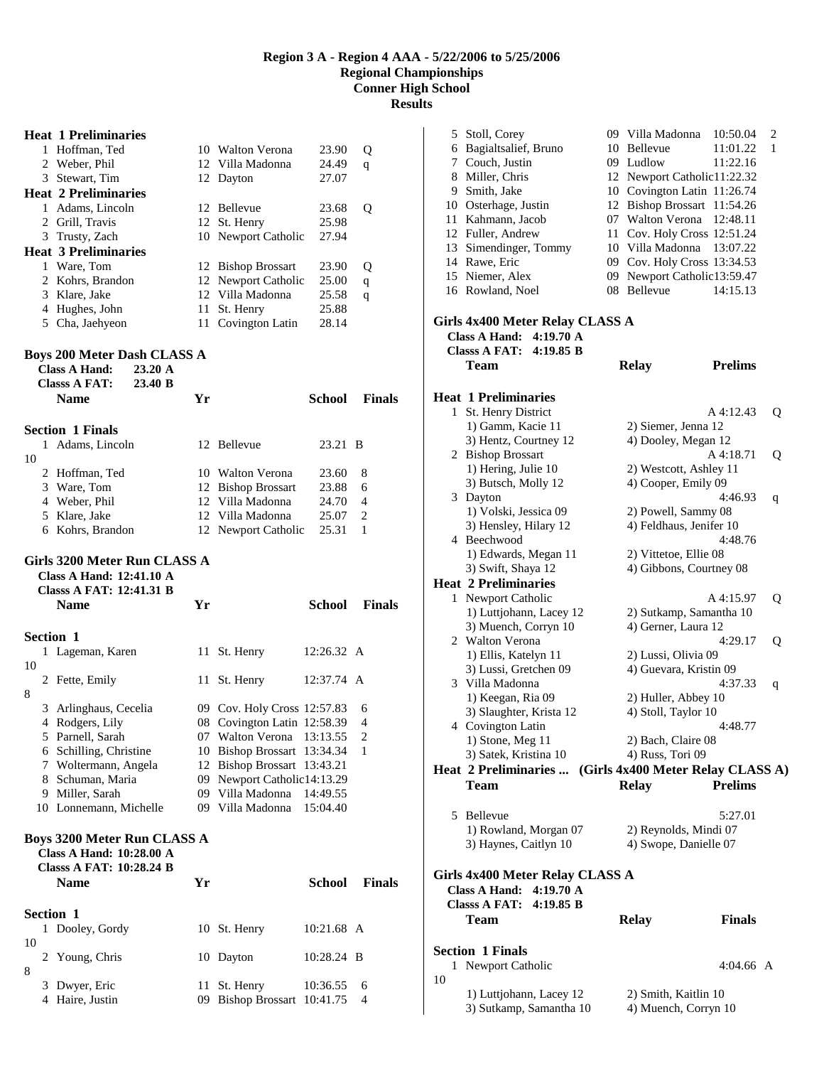# Region 3 A - Region 4 AAA - 5/22/2006 to 5/25/2006
## Regional Championships
## Conner High School
## Results

**Heat 1 Preliminaries**

| | Name | Yr | School | Prelims | |
|---|---|---|---|---|---|
| 1 | Hoffman, Ted | 10 | Walton Verona | 23.90 | Q |
| 2 | Weber, Phil | 12 | Villa Madonna | 24.49 | q |
| 3 | Stewart, Tim | 12 | Dayton | 27.07 | |

**Heat 2 Preliminaries**

| | Name | Yr | School | Prelims | |
|---|---|---|---|---|---|
| 1 | Adams, Lincoln | 12 | Bellevue | 23.68 | Q |
| 2 | Grill, Travis | 12 | St. Henry | 25.98 | |
| 3 | Trusty, Zach | 10 | Newport Catholic | 27.94 | |

**Heat 3 Preliminaries**

| | Name | Yr | School | Prelims | |
|---|---|---|---|---|---|
| 1 | Ware, Tom | 12 | Bishop Brossart | 23.90 | Q |
| 2 | Kohrs, Brandon | 12 | Newport Catholic | 25.00 | q |
| 3 | Klare, Jake | 12 | Villa Madonna | 25.58 | q |
| 4 | Hughes, John | 11 | St. Henry | 25.88 | |
| 5 | Cha, Jaehyeon | 11 | Covington Latin | 28.14 | |

### Boys 200 Meter Dash CLASS A

**Class A Hand: 23.20 A**
**Classs A FAT: 23.40 B**

**Section 1 Finals**

| | Name | Yr | School | Finals | Points |
|---|---|---|---|---|---|
| 1 | Adams, Lincoln | 12 | Bellevue | 23.21 B | 10 |
| 2 | Hoffman, Ted | 10 | Walton Verona | 23.60 | 8 |
| 3 | Ware, Tom | 12 | Bishop Brossart | 23.88 | 6 |
| 4 | Weber, Phil | 12 | Villa Madonna | 24.70 | 4 |
| 5 | Klare, Jake | 12 | Villa Madonna | 25.07 | 2 |
| 6 | Kohrs, Brandon | 12 | Newport Catholic | 25.31 | 1 |

### Girls 3200 Meter Run CLASS A

**Class A Hand: 12:41.10 A**
**Classs A FAT: 12:41.31 B**

**Section 1**

| | Name | Yr | School | Finals | Points |
|---|---|---|---|---|---|
| 1 | Lageman, Karen | 11 | St. Henry | 12:26.32 A | 10 |
| 2 | Fette, Emily | 11 | St. Henry | 12:37.74 A | 8 |
| 3 | Arlinghaus, Cecelia | 09 | Cov. Holy Cross | 12:57.83 | 6 |
| 4 | Rodgers, Lily | 08 | Covington Latin | 12:58.39 | 4 |
| 5 | Parnell, Sarah | 07 | Walton Verona | 13:13.55 | 2 |
| 6 | Schilling, Christine | 10 | Bishop Brossart | 13:34.34 | 1 |
| 7 | Woltermann, Angela | 12 | Bishop Brossart | 13:43.21 | |
| 8 | Schuman, Maria | 09 | Newport Catholic | 14:13.29 | |
| 9 | Miller, Sarah | 09 | Villa Madonna | 14:49.55 | |
| 10 | Lonnemann, Michelle | 09 | Villa Madonna | 15:04.40 | |

### Boys 3200 Meter Run CLASS A

**Class A Hand: 10:28.00 A**
**Classs A FAT: 10:28.24 B**

**Section 1**

| | Name | Yr | School | Finals | Points |
|---|---|---|---|---|---|
| 1 | Dooley, Gordy | 10 | St. Henry | 10:21.68 A | 10 |
| 2 | Young, Chris | 10 | Dayton | 10:28.24 B | 8 |
| 3 | Dwyer, Eric | 11 | St. Henry | 10:36.55 | 6 |
| 4 | Haire, Justin | 09 | Bishop Brossart | 10:41.75 | 4 |
| 5 | Stoll, Corey | 09 | Villa Madonna | 10:50.04 | 2 |
| 6 | Bagialtsalief, Bruno | 10 | Bellevue | 11:01.22 | 1 |
| 7 | Couch, Justin | 09 | Ludlow | 11:22.16 | |
| 8 | Miller, Chris | 12 | Newport Catholic | 11:22.32 | |
| 9 | Smith, Jake | 10 | Covington Latin | 11:26.74 | |
| 10 | Osterhage, Justin | 12 | Bishop Brossart | 11:54.26 | |
| 11 | Kahmann, Jacob | 07 | Walton Verona | 12:48.11 | |
| 12 | Fuller, Andrew | 11 | Cov. Holy Cross | 12:51.24 | |
| 13 | Simendinger, Tommy | 10 | Villa Madonna | 13:07.22 | |
| 14 | Rawe, Eric | 09 | Cov. Holy Cross | 13:34.53 | |
| 15 | Niemer, Alex | 09 | Newport Catholic | 13:59.47 | |
| 16 | Rowland, Noel | 08 | Bellevue | 14:15.13 | |

### Girls 4x400 Meter Relay CLASS A

**Class A Hand: 4:19.70 A**
**Classs A FAT: 4:19.85 B**

**Heat 1 Preliminaries**

| | Team | Relay | Prelims | |
|---|---|---|---|---|
| 1 | St. Henry District | | A 4:12.43 | Q |
| | 1) Gamm, Kacie 11 | 2) Siemer, Jenna 12 | | |
| | 3) Hentz, Courtney 12 | 4) Dooley, Megan 12 | | |
| 2 | Bishop Brossart | | A 4:18.71 | Q |
| | 1) Hering, Julie 10 | 2) Westcott, Ashley 11 | | |
| | 3) Butsch, Molly 12 | 4) Cooper, Emily 09 | | |
| 3 | Dayton | | 4:46.93 | q |
| | 1) Volski, Jessica 09 | 2) Powell, Sammy 08 | | |
| | 3) Hensley, Hilary 12 | 4) Feldhaus, Jenifer 10 | | |
| 4 | Beechwood | | 4:48.76 | |
| | 1) Edwards, Megan 11 | 2) Vittetoe, Ellie 08 | | |
| | 3) Swift, Shaya 12 | 4) Gibbons, Courtney 08 | | |

**Heat 2 Preliminaries**

| | Team | Relay | Prelims | |
|---|---|---|---|---|
| 1 | Newport Catholic | | A 4:15.97 | Q |
| | 1) Luttjohann, Lacey 12 | 2) Sutkamp, Samantha 10 | | |
| | 3) Muench, Corryn 10 | 4) Gerner, Laura 12 | | |
| 2 | Walton Verona | | 4:29.17 | Q |
| | 1) Ellis, Katelyn 11 | 2) Lussi, Olivia 09 | | |
| | 3) Lussi, Gretchen 09 | 4) Guevara, Kristin 09 | | |
| 3 | Villa Madonna | | 4:37.33 | q |
| | 1) Keegan, Ria 09 | 2) Huller, Abbey 10 | | |
| | 3) Slaughter, Krista 12 | 4) Stoll, Taylor 10 | | |
| 4 | Covington Latin | | 4:48.77 | |
| | 1) Stone, Meg 11 | 2) Bach, Claire 08 | | |
| | 3) Satek, Kristina 10 | 4) Russ, Tori 09 | | |

**Heat 2 Preliminaries ... (Girls 4x400 Meter Relay CLASS A)**

| | Team | Relay | Prelims |
|---|---|---|---|
| 5 | Bellevue | | 5:27.01 |
| | 1) Rowland, Morgan 07 | 2) Reynolds, Mindi 07 | |
| | 3) Haynes, Caitlyn 10 | 4) Swope, Danielle 07 | |

### Girls 4x400 Meter Relay CLASS A

**Class A Hand: 4:19.70 A**
**Classs A FAT: 4:19.85 B**

**Section 1 Finals**

| | Team | Relay | Finals | Points |
|---|---|---|---|---|
| 1 | Newport Catholic | | 4:04.66 A | 10 |
| | 1) Luttjohann, Lacey 12 | 2) Smith, Kaitlin 10 | | |
| | 3) Sutkamp, Samantha 10 | 4) Muench, Corryn 10 | | |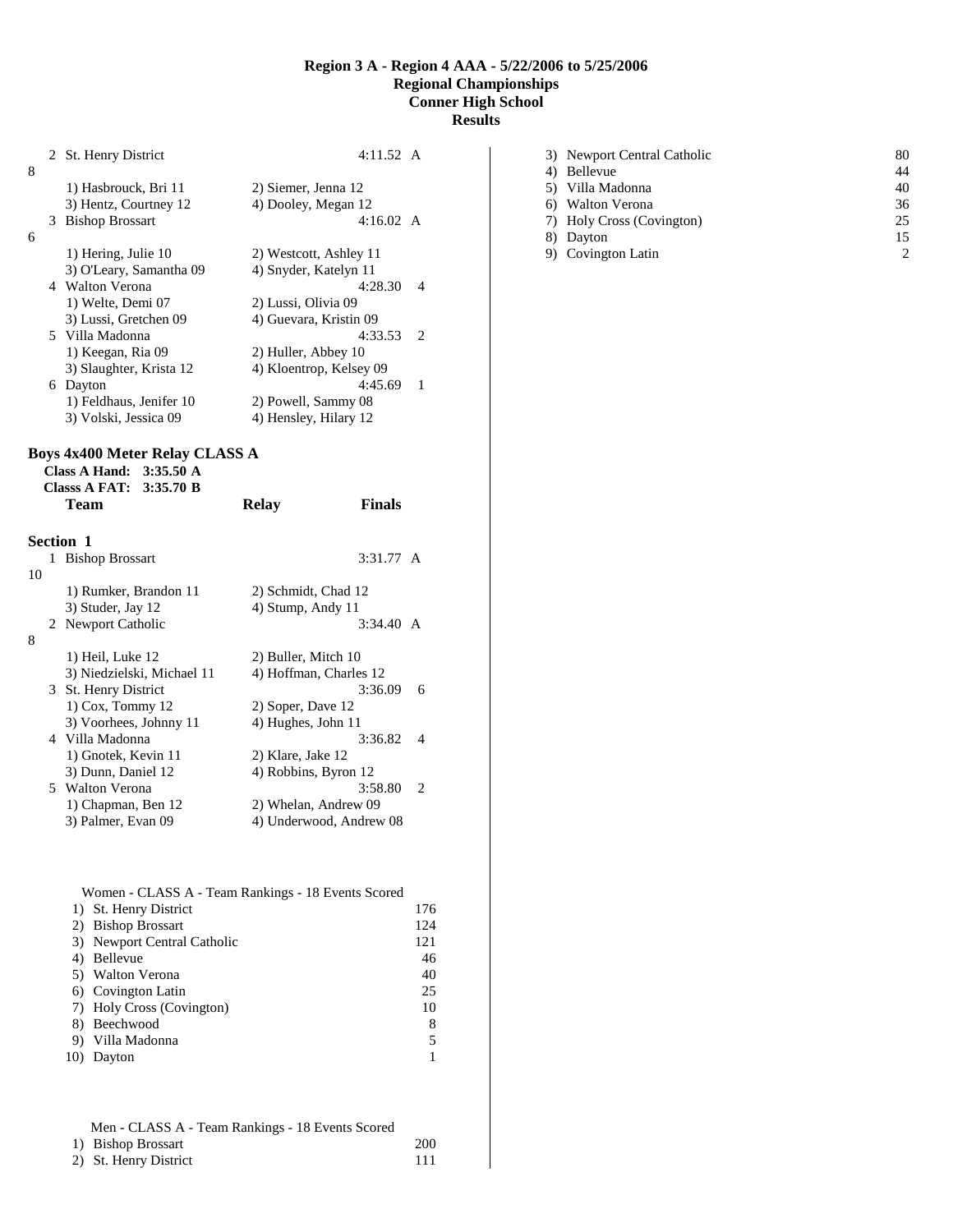# Region 3 A - Region 4 AAA - 5/22/2006 to 5/25/2006
## Regional Championships
## Conner High School
## Results

| | | | |
|---|---|---|---|
| 2 St. Henry District | | 4:11.52 A | 8 |
| 1) Hasbrouck, Bri 11 | 2) Siemer, Jenna 12 | | |
| 3) Hentz, Courtney 12 | 4) Dooley, Megan 12 | | |
| 3 Bishop Brossart | | 4:16.02 A | 6 |
| 1) Hering, Julie 10 | 2) Westcott, Ashley 11 | | |
| 3) O'Leary, Samantha 09 | 4) Snyder, Katelyn 11 | | |
| 4 Walton Verona | | 4:28.30 | 4 |
| 1) Welte, Demi 07 | 2) Lussi, Olivia 09 | | |
| 3) Lussi, Gretchen 09 | 4) Guevara, Kristin 09 | | |
| 5 Villa Madonna | | 4:33.53 | 2 |
| 1) Keegan, Ria 09 | 2) Huller, Abbey 10 | | |
| 3) Slaughter, Krista 12 | 4) Kloentrop, Kelsey 09 | | |
| 6 Dayton | | 4:45.69 | 1 |
| 1) Feldhaus, Jenifer 10 | 2) Powell, Sammy 08 | | |
| 3) Volski, Jessica 09 | 4) Hensley, Hilary 12 | | |

### Boys 4x400 Meter Relay CLASS A

Class A Hand: 3:35.50 A
Classs A FAT: 3:35.70 B

| Team | Relay | Finals | |
|---|---|---|---|
| **Section 1** | | | |
| 1 Bishop Brossart | | 3:31.77 A | 10 |
| 1) Rumker, Brandon 11 | 2) Schmidt, Chad 12 | | |
| 3) Studer, Jay 12 | 4) Stump, Andy 11 | | |
| 2 Newport Catholic | | 3:34.40 A | 8 |
| 1) Heil, Luke 12 | 2) Buller, Mitch 10 | | |
| 3) Niedzielski, Michael 11 | 4) Hoffman, Charles 12 | | |
| 3 St. Henry District | | 3:36.09 | 6 |
| 1) Cox, Tommy 12 | 2) Soper, Dave 12 | | |
| 3) Voorhees, Johnny 11 | 4) Hughes, John 11 | | |
| 4 Villa Madonna | | 3:36.82 | 4 |
| 1) Gnotek, Kevin 11 | 2) Klare, Jake 12 | | |
| 3) Dunn, Daniel 12 | 4) Robbins, Byron 12 | | |
| 5 Walton Verona | | 3:58.80 | 2 |
| 1) Chapman, Ben 12 | 2) Whelan, Andrew 09 | | |
| 3) Palmer, Evan 09 | 4) Underwood, Andrew 08 | | |

Women - CLASS A - Team Rankings - 18 Events Scored

| | | |
|---|---|---|
| 1) | St. Henry District | 176 |
| 2) | Bishop Brossart | 124 |
| 3) | Newport Central Catholic | 121 |
| 4) | Bellevue | 46 |
| 5) | Walton Verona | 40 |
| 6) | Covington Latin | 25 |
| 7) | Holy Cross (Covington) | 10 |
| 8) | Beechwood | 8 |
| 9) | Villa Madonna | 5 |
| 10) | Dayton | 1 |

Men - CLASS A - Team Rankings - 18 Events Scored

| | | |
|---|---|---|
| 1) | Bishop Brossart | 200 |
| 2) | St. Henry District | 111 |
| 3) | Newport Central Catholic | 80 |
| 4) | Bellevue | 44 |
| 5) | Villa Madonna | 40 |
| 6) | Walton Verona | 36 |
| 7) | Holy Cross (Covington) | 25 |
| 8) | Dayton | 15 |
| 9) | Covington Latin | 2 |